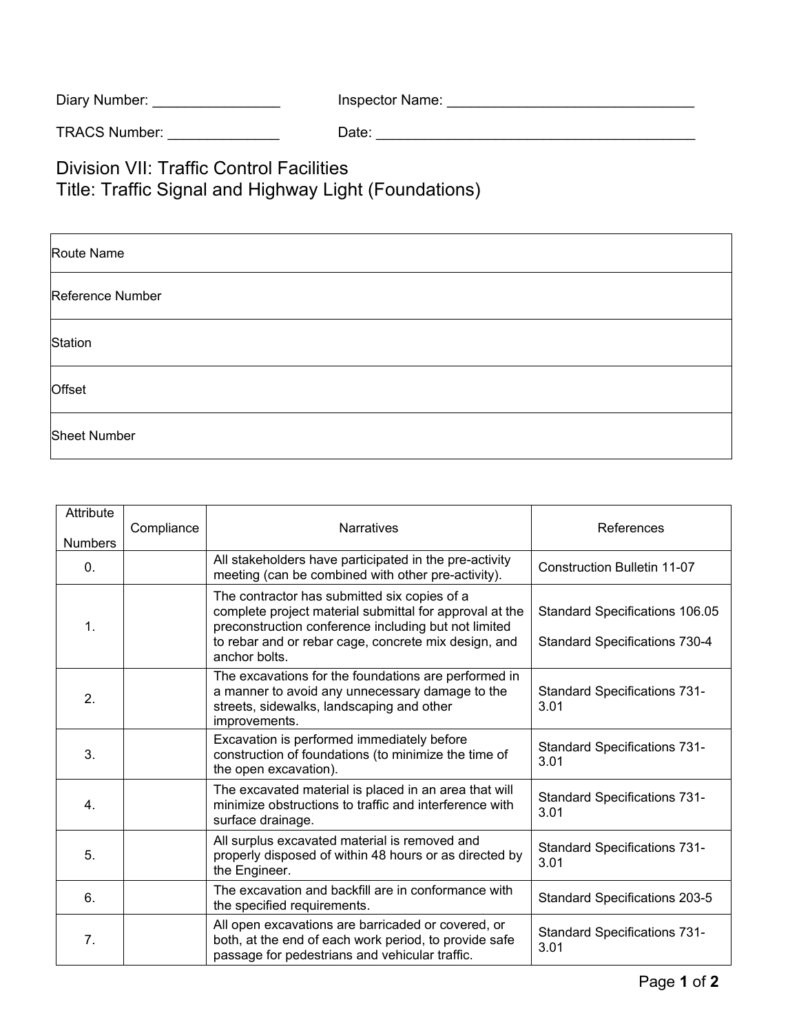Diary Number: ________________ Inspector Name: ________________________________

TRACS Number: ______________ Date: _________________________________________

# Division VII: Traffic Control Facilities
# Title: Traffic Signal and Highway Light (Foundations)

| Route Name |
|---|
| Reference Number |
| Station |
| Offset |
| Sheet Number |

| Attribute Numbers | Compliance | Narratives | References |
|---|---|---|---|
| 0. | | All stakeholders have participated in the pre-activity meeting (can be combined with other pre-activity). | Construction Bulletin 11-07 |
| 1. | | The contractor has submitted six copies of a complete project material submittal for approval at the preconstruction conference including but not limited to rebar and or rebar cage, concrete mix design, and anchor bolts. | Standard Specifications 106.05<br><br>Standard Specifications 730-4 |
| 2. | | The excavations for the foundations are performed in a manner to avoid any unnecessary damage to the streets, sidewalks, landscaping and other improvements. | Standard Specifications 731-3.01 |
| 3. | | Excavation is performed immediately before construction of foundations (to minimize the time of the open excavation). | Standard Specifications 731-3.01 |
| 4. | | The excavated material is placed in an area that will minimize obstructions to traffic and interference with surface drainage. | Standard Specifications 731-3.01 |
| 5. | | All surplus excavated material is removed and properly disposed of within 48 hours or as directed by the Engineer. | Standard Specifications 731-3.01 |
| 6. | | The excavation and backfill are in conformance with the specified requirements. | Standard Specifications 203-5 |
| 7. | | All open excavations are barricaded or covered, or both, at the end of each work period, to provide safe passage for pedestrians and vehicular traffic. | Standard Specifications 731-3.01 |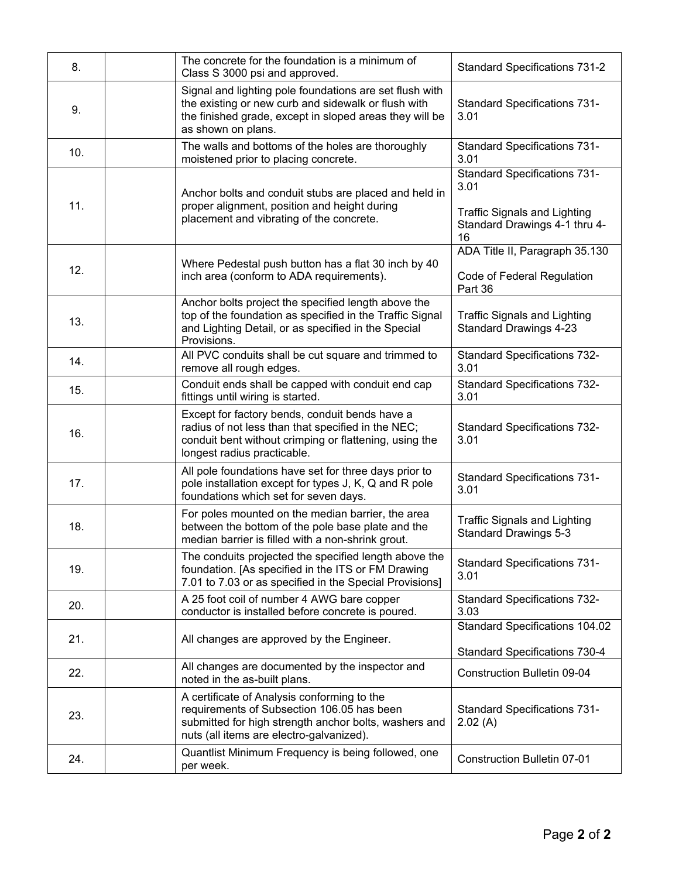| | | | |
|---|---|---|---|
| 8. | | The concrete for the foundation is a minimum of Class S 3000 psi and approved. | Standard Specifications 731-2 |
| 9. | | Signal and lighting pole foundations are set flush with the existing or new curb and sidewalk or flush with the finished grade, except in sloped areas they will be as shown on plans. | Standard Specifications 731-3.01 |
| 10. | | The walls and bottoms of the holes are thoroughly moistened prior to placing concrete. | Standard Specifications 731-3.01 |
| 11. | | Anchor bolts and conduit stubs are placed and held in proper alignment, position and height during placement and vibrating of the concrete. | Standard Specifications 731-3.01<br><br>Traffic Signals and Lighting Standard Drawings 4-1 thru 4-16 |
| 12. | | Where Pedestal push button has a flat 30 inch by 40 inch area (conform to ADA requirements). | ADA Title II, Paragraph 35.130<br><br>Code of Federal Regulation Part 36 |
| 13. | | Anchor bolts project the specified length above the top of the foundation as specified in the Traffic Signal and Lighting Detail, or as specified in the Special Provisions. | Traffic Signals and Lighting Standard Drawings 4-23 |
| 14. | | All PVC conduits shall be cut square and trimmed to remove all rough edges. | Standard Specifications 732-3.01 |
| 15. | | Conduit ends shall be capped with conduit end cap fittings until wiring is started. | Standard Specifications 732-3.01 |
| 16. | | Except for factory bends, conduit bends have a radius of not less than that specified in the NEC; conduit bent without crimping or flattening, using the longest radius practicable. | Standard Specifications 732-3.01 |
| 17. | | All pole foundations have set for three days prior to pole installation except for types J, K, Q and R pole foundations which set for seven days. | Standard Specifications 731-3.01 |
| 18. | | For poles mounted on the median barrier, the area between the bottom of the pole base plate and the median barrier is filled with a non-shrink grout. | Traffic Signals and Lighting Standard Drawings 5-3 |
| 19. | | The conduits projected the specified length above the foundation. [As specified in the ITS or FM Drawing 7.01 to 7.03 or as specified in the Special Provisions] | Standard Specifications 731-3.01 |
| 20. | | A 25 foot coil of number 4 AWG bare copper conductor is installed before concrete is poured. | Standard Specifications 732-3.03 |
| 21. | | All changes are approved by the Engineer. | Standard Specifications 104.02<br><br>Standard Specifications 730-4 |
| 22. | | All changes are documented by the inspector and noted in the as-built plans. | Construction Bulletin 09-04 |
| 23. | | A certificate of Analysis conforming to the requirements of Subsection 106.05 has been submitted for high strength anchor bolts, washers and nuts (all items are electro-galvanized). | Standard Specifications 731-2.02 (A) |
| 24. | | Quantlist Minimum Frequency is being followed, one per week. | Construction Bulletin 07-01 |